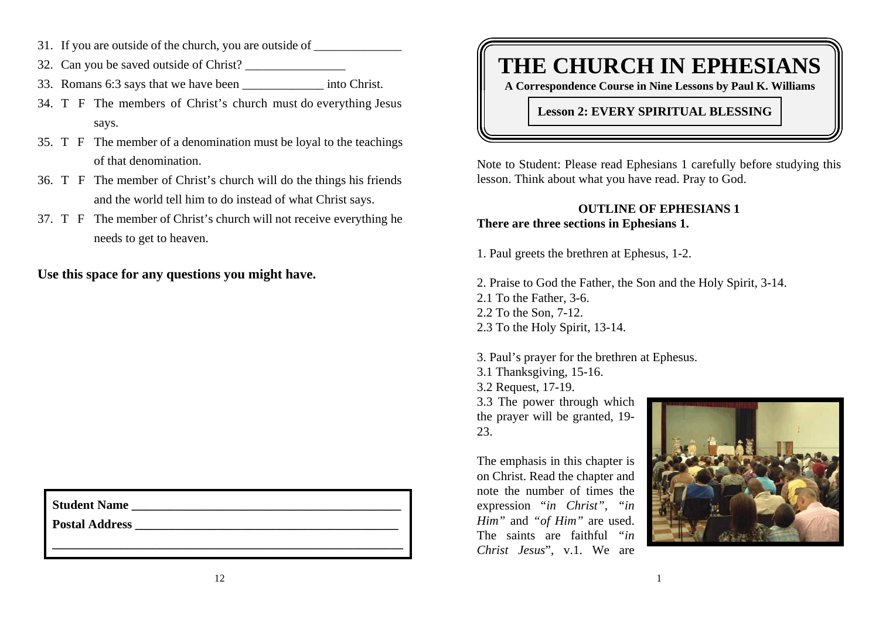31. If you are outside of the church, you are outside of ______________
32. Can you be saved outside of Christ? ________________
33. Romans 6:3 says that we have been _____________ into Christ.
34. T F The members of Christ's church must do everything Jesus says.
35. T F The member of a denomination must be loyal to the teachings of that denomination.
36. T F The member of Christ's church will do the things his friends and the world tell him to do instead of what Christ says.
37. T F The member of Christ's church will not receive everything he needs to get to heaven.

**Use this space for any questions you might have.**

**Student Name** ___________________________________________

**Postal Address** __________________________________________

_______________________________________________________

# THE CHURCH IN EPHESIANS

**A Correspondence Course in Nine Lessons by Paul K. Williams**

## Lesson 2: EVERY SPIRITUAL BLESSING

Note to Student: Please read Ephesians 1 carefully before studying this lesson. Think about what you have read. Pray to God.

### OUTLINE OF EPHESIANS 1

**There are three sections in Ephesians 1.**

1. Paul greets the brethren at Ephesus, 1-2.

2. Praise to God the Father, the Son and the Holy Spirit, 3-14.
2.1 To the Father, 3-6.
2.2 To the Son, 7-12.
2.3 To the Holy Spirit, 13-14.

3. Paul's prayer for the brethren at Ephesus.
3.1 Thanksgiving, 15-16.
3.2 Request, 17-19.
3.3 The power through which the prayer will be granted, 19-23.

The emphasis in this chapter is on Christ. Read the chapter and note the number of times the expression *"in Christ"*, *"in Him"* and *"of Him"* are used. The saints are faithful *"in Christ Jesus"*, v.1. We are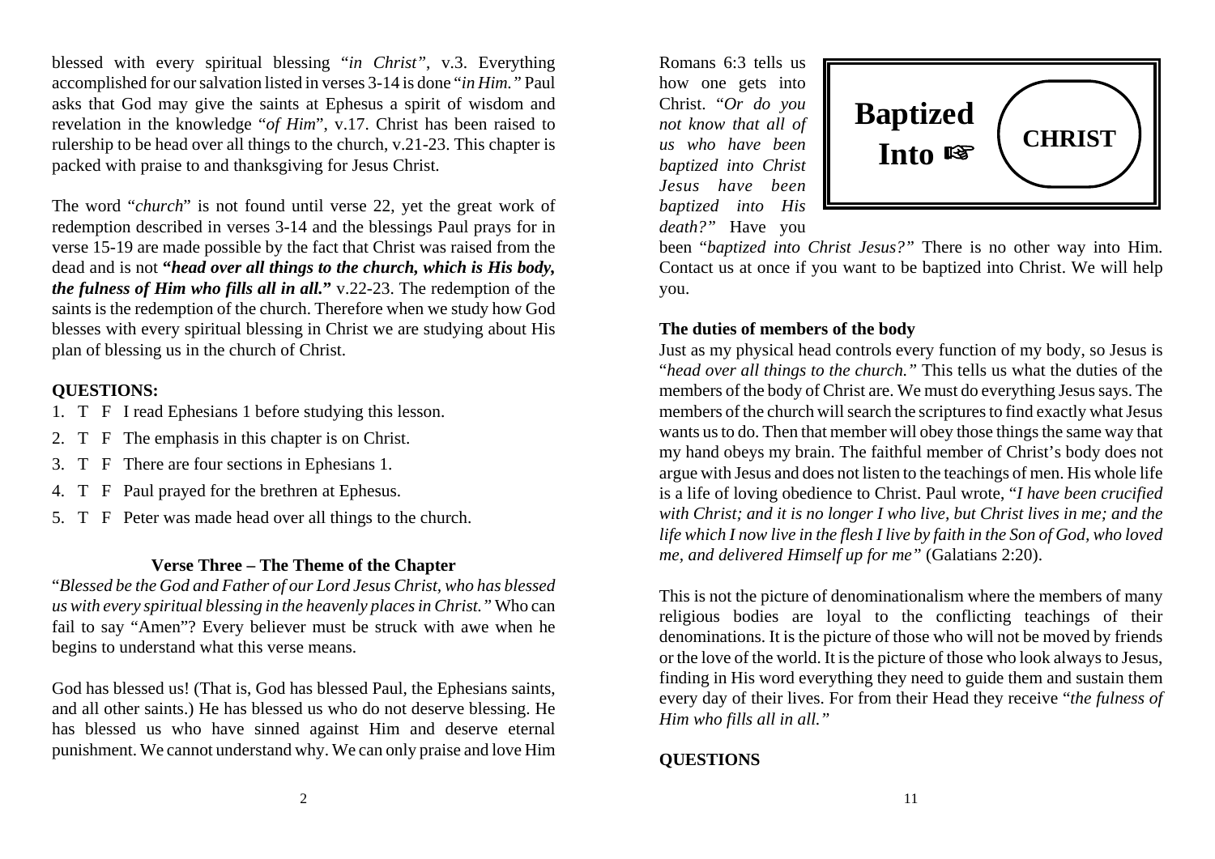blessed with every spiritual blessing "*in Christ*", v.3. Everything accomplished for our salvation listed in verses 3-14 is done "*in Him.*" Paul asks that God may give the saints at Ephesus a spirit of wisdom and revelation in the knowledge "*of Him*", v.17. Christ has been raised to rulership to be head over all things to the church, v.21-23. This chapter is packed with praise to and thanksgiving for Jesus Christ.

The word "*church*" is not found until verse 22, yet the great work of redemption described in verses 3-14 and the blessings Paul prays for in verse 15-19 are made possible by the fact that Christ was raised from the dead and is not ***"head over all things to the church, which is His body, the fulness of Him who fills all in all."*** v.22-23. The redemption of the saints is the redemption of the church. Therefore when we study how God blesses with every spiritual blessing in Christ we are studying about His plan of blessing us in the church of Christ.

**QUESTIONS:**

1. T F I read Ephesians 1 before studying this lesson.
2. T F The emphasis in this chapter is on Christ.
3. T F There are four sections in Ephesians 1.
4. T F Paul prayed for the brethren at Ephesus.
5. T F Peter was made head over all things to the church.

### Verse Three – The Theme of the Chapter

"*Blessed be the God and Father of our Lord Jesus Christ, who has blessed us with every spiritual blessing in the heavenly places in Christ.*" Who can fail to say "Amen"? Every believer must be struck with awe when he begins to understand what this verse means.

God has blessed us! (That is, God has blessed Paul, the Ephesians saints, and all other saints.) He has blessed us who do not deserve blessing. He has blessed us who have sinned against Him and deserve eternal punishment. We cannot understand why. We can only praise and love Him

**Baptized Into ☞ CHRIST**

Romans 6:3 tells us how one gets into Christ. "*Or do you not know that all of us who have been baptized into Christ Jesus have been baptized into His death?*" Have you been "*baptized into Christ Jesus?*" There is no other way into Him. Contact us at once if you want to be baptized into Christ. We will help you.

**The duties of members of the body**

Just as my physical head controls every function of my body, so Jesus is "*head over all things to the church.*" This tells us what the duties of the members of the body of Christ are. We must do everything Jesus says. The members of the church will search the scriptures to find exactly what Jesus wants us to do. Then that member will obey those things the same way that my hand obeys my brain. The faithful member of Christ's body does not argue with Jesus and does not listen to the teachings of men. His whole life is a life of loving obedience to Christ. Paul wrote, "*I have been crucified with Christ; and it is no longer I who live, but Christ lives in me; and the life which I now live in the flesh I live by faith in the Son of God, who loved me, and delivered Himself up for me*" (Galatians 2:20).

This is not the picture of denominationalism where the members of many religious bodies are loyal to the conflicting teachings of their denominations. It is the picture of those who will not be moved by friends or the love of the world. It is the picture of those who look always to Jesus, finding in His word everything they need to guide them and sustain them every day of their lives. For from their Head they receive "*the fulness of Him who fills all in all.*"

**QUESTIONS**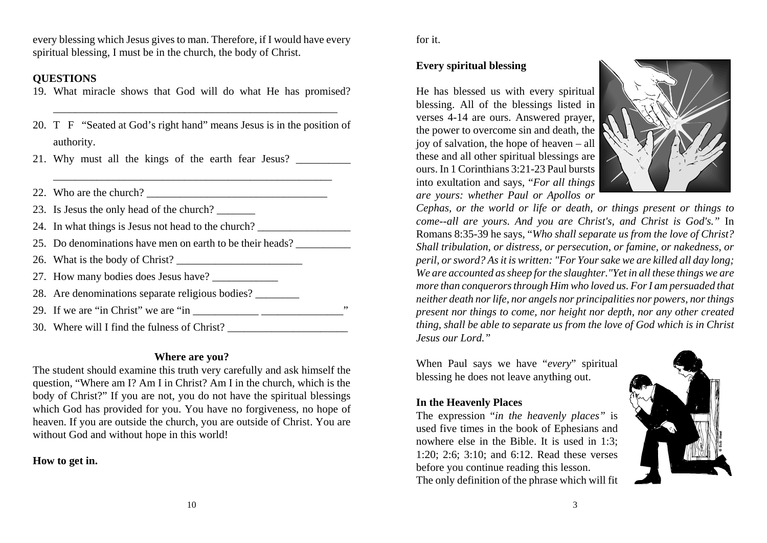every blessing which Jesus gives to man. Therefore, if I would have every spiritual blessing, I must be in the church, the body of Christ.

**QUESTIONS**

19. What miracle shows that God will do what He has promised? ____________________________________________________
20. T F "Seated at God's right hand" means Jesus is in the position of authority.
21. Why must all the kings of the earth fear Jesus? __________ ____________________________________________________
22. Who are the church? _________________________________
23. Is Jesus the only head of the church? _______
24. In what things is Jesus not head to the church? _________________
25. Do denominations have men on earth to be their heads? __________
26. What is the body of Christ? _______________________
27. How many bodies does Jesus have? ____________
28. Are denominations separate religious bodies? ________
29. If we are "in Christ" we are "in ____________ _______________"
30. Where will I find the fulness of Christ? ______________________

**Where are you?**

The student should examine this truth very carefully and ask himself the question, "Where am I? Am I in Christ? Am I in the church, which is the body of Christ?" If you are not, you do not have the spiritual blessings which God has provided for you. You have no forgiveness, no hope of heaven. If you are outside the church, you are outside of Christ. You are without God and without hope in this world!

**How to get in.**

for it.

**Every spiritual blessing**

He has blessed us with every spiritual blessing. All of the blessings listed in verses 4-14 are ours. Answered prayer, the power to overcome sin and death, the joy of salvation, the hope of heaven – all these and all other spiritual blessings are ours. In 1 Corinthians 3:21-23 Paul bursts into exultation and says, "*For all things are yours: whether Paul or Apollos or Cephas, or the world or life or death, or things present or things to come--all are yours. And you are Christ's, and Christ is God's.*" In Romans 8:35-39 he says, "*Who shall separate us from the love of Christ? Shall tribulation, or distress, or persecution, or famine, or nakedness, or peril, or sword? As it is written: "For Your sake we are killed all day long; We are accounted as sheep for the slaughter."Yet in all these things we are more than conquerors through Him who loved us. For I am persuaded that neither death nor life, nor angels nor principalities nor powers, nor things present nor things to come, nor height nor depth, nor any other created thing, shall be able to separate us from the love of God which is in Christ Jesus our Lord.*"

When Paul says we have "*every*" spiritual blessing he does not leave anything out.

**In the Heavenly Places**

The expression "*in the heavenly places"* is used five times in the book of Ephesians and nowhere else in the Bible. It is used in 1:3; 1:20; 2:6; 3:10; and 6:12. Read these verses before you continue reading this lesson.

The only definition of the phrase which will fit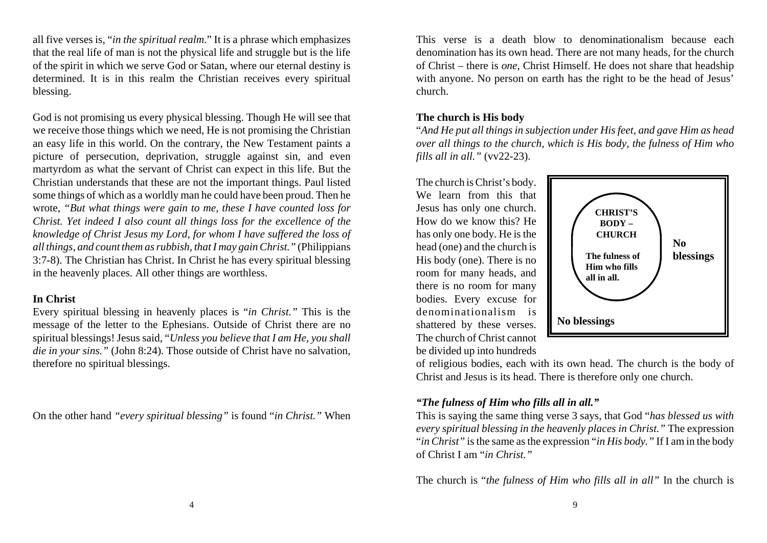all five verses is, "*in the spiritual realm*." It is a phrase which emphasizes that the real life of man is not the physical life and struggle but is the life of the spirit in which we serve God or Satan, where our eternal destiny is determined. It is in this realm the Christian receives every spiritual blessing.

God is not promising us every physical blessing. Though He will see that we receive those things which we need, He is not promising the Christian an easy life in this world. On the contrary, the New Testament paints a picture of persecution, deprivation, struggle against sin, and even martyrdom as what the servant of Christ can expect in this life. But the Christian understands that these are not the important things. Paul listed some things of which as a worldly man he could have been proud. Then he wrote, *"But what things were gain to me, these I have counted loss for Christ. Yet indeed I also count all things loss for the excellence of the knowledge of Christ Jesus my Lord, for whom I have suffered the loss of all things, and count them as rubbish, that I may gain Christ."* (Philippians 3:7-8). The Christian has Christ. In Christ he has every spiritual blessing in the heavenly places. All other things are worthless.

**In Christ**

Every spiritual blessing in heavenly places is "*in Christ."* This is the message of the letter to the Ephesians. Outside of Christ there are no spiritual blessings! Jesus said, "*Unless you believe that I am He, you shall die in your sins."* (John 8:24). Those outside of Christ have no salvation, therefore no spiritual blessings.

On the other hand *"every spiritual blessing"* is found "*in Christ."* When

This verse is a death blow to denominationalism because each denomination has its own head. There are not many heads, for the church of Christ – there is *one*, Christ Himself. He does not share that headship with anyone. No person on earth has the right to be the head of Jesus' church.

**The church is His body**

"*And He put all things in subjection under His feet, and gave Him as head over all things to the church, which is His body, the fulness of Him who fills all in all."* (vv22-23).

The church is Christ's body. We learn from this that Jesus has only one church. How do we know this? He has only one body. He is the head (one) and the church is His body (one). There is no room for many heads, and there is no room for many bodies. Every excuse for denominationalism is shattered by these verses. The church of Christ cannot be divided up into hundreds of religious bodies, each with its own head. The church is the body of Christ and Jesus is its head. There is therefore only one church.

**CHRIST'S BODY – CHURCH**
**The fulness of Him who fills all in all.**
**No blessings**
**No blessings**

***"The fulness of Him who fills all in all."***

This is saying the same thing verse 3 says, that God "*has blessed us with every spiritual blessing in the heavenly places in Christ."* The expression "*in Christ"* is the same as the expression "*in His body."* If I am in the body of Christ I am "*in Christ."*

The church is "*the fulness of Him who fills all in all"* In the church is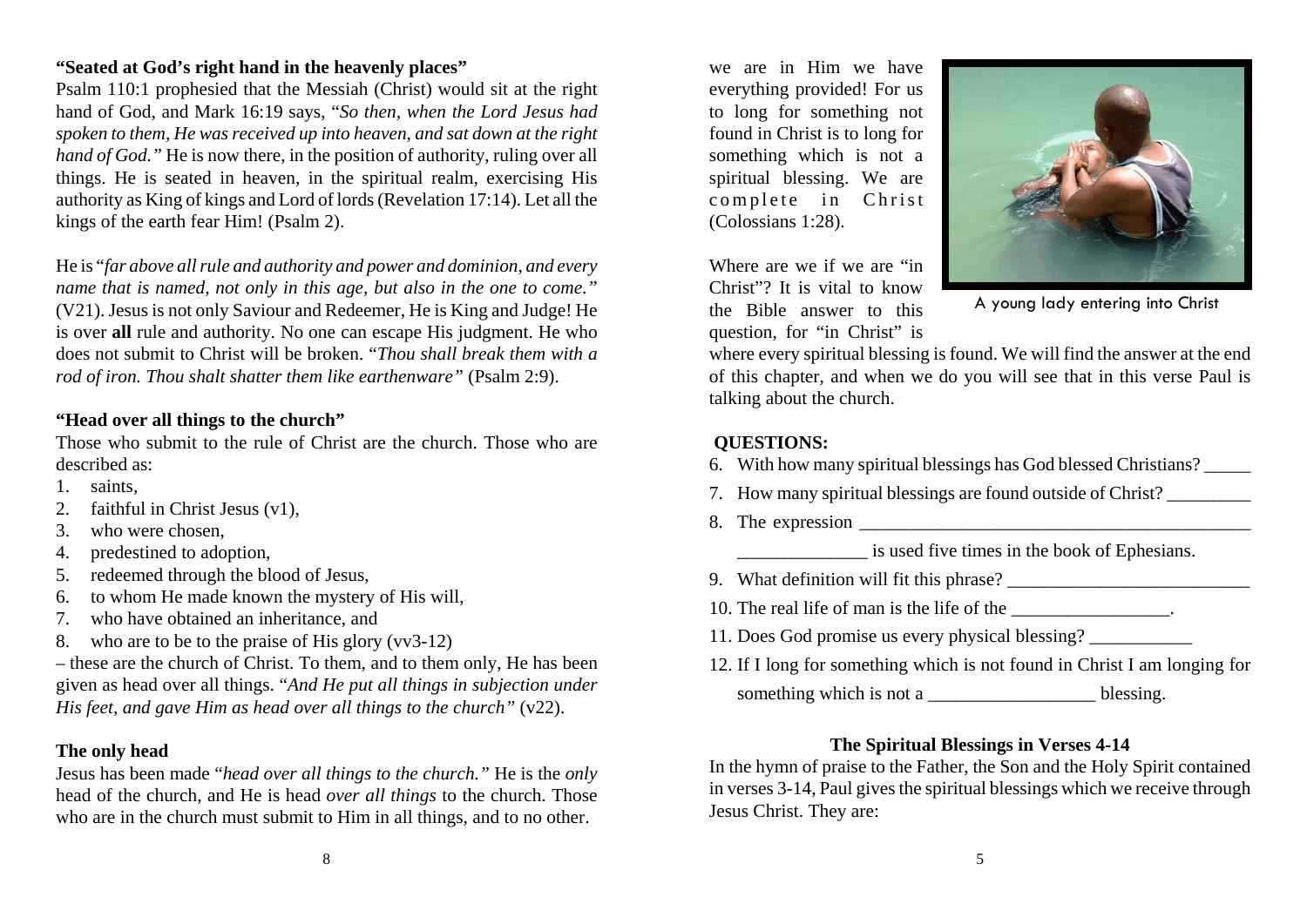### "Seated at God's right hand in the heavenly places"

Psalm 110:1 prophesied that the Messiah (Christ) would sit at the right hand of God, and Mark 16:19 says, "*So then, when the Lord Jesus had spoken to them, He was received up into heaven, and sat down at the right hand of God.*" He is now there, in the position of authority, ruling over all things. He is seated in heaven, in the spiritual realm, exercising His authority as King of kings and Lord of lords (Revelation 17:14). Let all the kings of the earth fear Him! (Psalm 2).

He is "*far above all rule and authority and power and dominion, and every name that is named, not only in this age, but also in the one to come.*" (V21). Jesus is not only Saviour and Redeemer, He is King and Judge! He is over **all** rule and authority. No one can escape His judgment. He who does not submit to Christ will be broken. "*Thou shall break them with a rod of iron. Thou shalt shatter them like earthenware*" (Psalm 2:9).

### "Head over all things to the church"

Those who submit to the rule of Christ are the church. Those who are described as:

1. saints,
2. faithful in Christ Jesus (v1),
3. who were chosen,
4. predestined to adoption,
5. redeemed through the blood of Jesus,
6. to whom He made known the mystery of His will,
7. who have obtained an inheritance, and
8. who are to be to the praise of His glory (vv3-12)

– these are the church of Christ. To them, and to them only, He has been given as head over all things. "*And He put all things in subjection under His feet, and gave Him as head over all things to the church*" (v22).

### The only head

Jesus has been made "*head over all things to the church.*" He is the *only* head of the church, and He is head *over all things* to the church. Those who are in the church must submit to Him in all things, and to no other.

we are in Him we have everything provided! For us to long for something not found in Christ is to long for something which is not a spiritual blessing. We are complete in Christ (Colossians 1:28).

A young lady entering into Christ

Where are we if we are "in Christ"? It is vital to know the Bible answer to this question, for "in Christ" is where every spiritual blessing is found. We will find the answer at the end of this chapter, and when we do you will see that in this verse Paul is talking about the church.

**QUESTIONS:**

6. With how many spiritual blessings has God blessed Christians? _____
7. How many spiritual blessings are found outside of Christ? _________
8. The expression ___________________________________________ ______________ is used five times in the book of Ephesians.
9. What definition will fit this phrase? __________________________
10. The real life of man is the life of the _________________.
11. Does God promise us every physical blessing? ___________
12. If I long for something which is not found in Christ I am longing for something which is not a __________________ blessing.

### The Spiritual Blessings in Verses 4-14

In the hymn of praise to the Father, the Son and the Holy Spirit contained in verses 3-14, Paul gives the spiritual blessings which we receive through Jesus Christ. They are: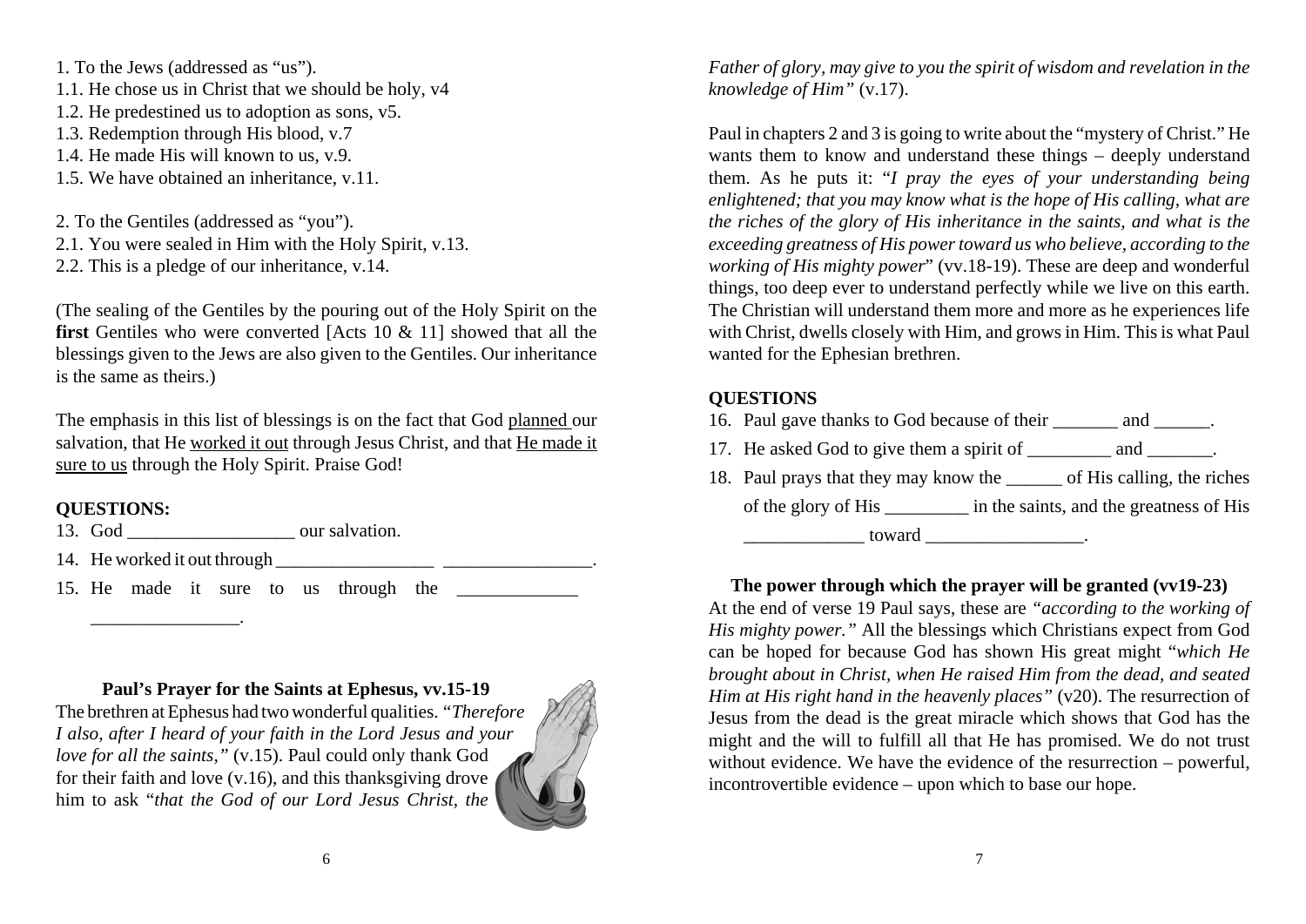1. To the Jews (addressed as "us").
1.1. He chose us in Christ that we should be holy, v4
1.2. He predestined us to adoption as sons, v5.
1.3. Redemption through His blood, v.7
1.4. He made His will known to us, v.9.
1.5. We have obtained an inheritance, v.11.

2. To the Gentiles (addressed as "you").
2.1. You were sealed in Him with the Holy Spirit, v.13.
2.2. This is a pledge of our inheritance, v.14.

(The sealing of the Gentiles by the pouring out of the Holy Spirit on the **first** Gentiles who were converted [Acts 10 & 11] showed that all the blessings given to the Jews are also given to the Gentiles. Our inheritance is the same as theirs.)

The emphasis in this list of blessings is on the fact that God planned our salvation, that He worked it out through Jesus Christ, and that He made it sure to us through the Holy Spirit. Praise God!

**QUESTIONS:**

13. God __________________ our salvation.
14. He worked it out through _________________ ________________.
15. He made it sure to us through the _____________ ________________.

### Paul's Prayer for the Saints at Ephesus, vv.15-19

The brethren at Ephesus had two wonderful qualities. "*Therefore I also, after I heard of your faith in the Lord Jesus and your love for all the saints,"* (v.15). Paul could only thank God for their faith and love (v.16), and this thanksgiving drove him to ask "*that the God of our Lord Jesus Christ, the Father of glory, may give to you the spirit of wisdom and revelation in the knowledge of Him"* (v.17).

Paul in chapters 2 and 3 is going to write about the "mystery of Christ." He wants them to know and understand these things – deeply understand them. As he puts it: "*I pray the eyes of your understanding being enlightened; that you may know what is the hope of His calling, what are the riches of the glory of His inheritance in the saints, and what is the exceeding greatness of His power toward us who believe, according to the working of His mighty power*" (vv.18-19). These are deep and wonderful things, too deep ever to understand perfectly while we live on this earth. The Christian will understand them more and more as he experiences life with Christ, dwells closely with Him, and grows in Him. This is what Paul wanted for the Ephesian brethren.

**QUESTIONS**

16. Paul gave thanks to God because of their _______ and ______.
17. He asked God to give them a spirit of _________ and _______.
18. Paul prays that they may know the ______ of His calling, the riches of the glory of His _________ in the saints, and the greatness of His _____________ toward _________________.

### The power through which the prayer will be granted (vv19-23)

At the end of verse 19 Paul says, these are *"according to the working of His mighty power."* All the blessings which Christians expect from God can be hoped for because God has shown His great might "*which He brought about in Christ, when He raised Him from the dead, and seated Him at His right hand in the heavenly places"* (v20). The resurrection of Jesus from the dead is the great miracle which shows that God has the might and the will to fulfill all that He has promised. We do not trust without evidence. We have the evidence of the resurrection – powerful, incontrovertible evidence – upon which to base our hope.